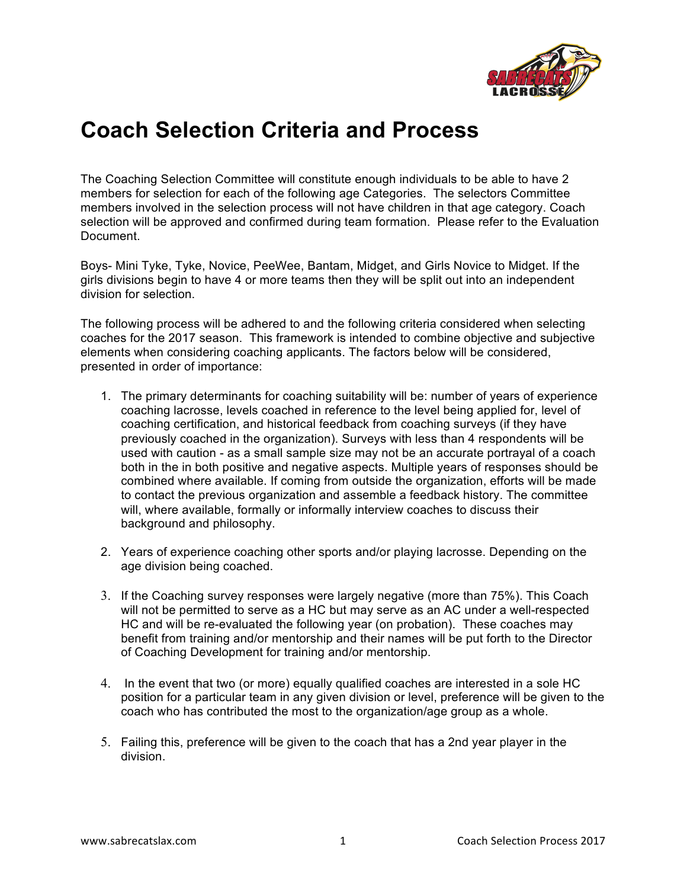# Coach Selection Criteria and Process

The Coaching Selection Committee will constitute enough individuals to be able to have 2 members for selection for each of the following age Categories. The selectors Committee members involved in the selection process will not have children in that age category. Coach selection will be approved and confirmed during team formation. Please refer to the Evaluation Document.

Boys- Mini Tyke, Tyke, Novice, PeeWee, Bantam, Midget, and Girls Novice to Midget. If the girls divisions begin to have 4 or more teams then they will be split out into an independent division for selection.

The following process will be adhered to and the following criteria considered when selecting coaches for the 2017 season. This framework is intended to combine objective and subjective elements when considering coaching applicants. The factors below will be considered, presented in order of importance:

1. The primary determinants for coaching suitability will be: number of years of experience coaching lacrosse, levels coached in reference to the level being applied for, level of coaching certification, and historical feedback from coaching surveys (if they have previously coached in the organization). Surveys with less than 4 respondents will be used with caution - as a small sample size may not be an accurate portrayal of a coach both in the in both positive and negative aspects. Multiple years of responses should be combined where available. If coming from outside the organization, efforts will be made to contact the previous organization and assemble a feedback history. The committee will, where available, formally or informally interview coaches to discuss their background and philosophy.

2. Years of experience coaching other sports and/or playing lacrosse. Depending on the age division being coached.

3. If the Coaching survey responses were largely negative (more than 75%). This Coach will not be permitted to serve as a HC but may serve as an AC under a well-respected HC and will be re-evaluated the following year (on probation). These coaches may benefit from training and/or mentorship and their names will be put forth to the Director of Coaching Development for training and/or mentorship.

4. In the event that two (or more) equally qualified coaches are interested in a sole HC position for a particular team in any given division or level, preference will be given to the coach who has contributed the most to the organization/age group as a whole.

5. Failing this, preference will be given to the coach that has a 2nd year player in the division.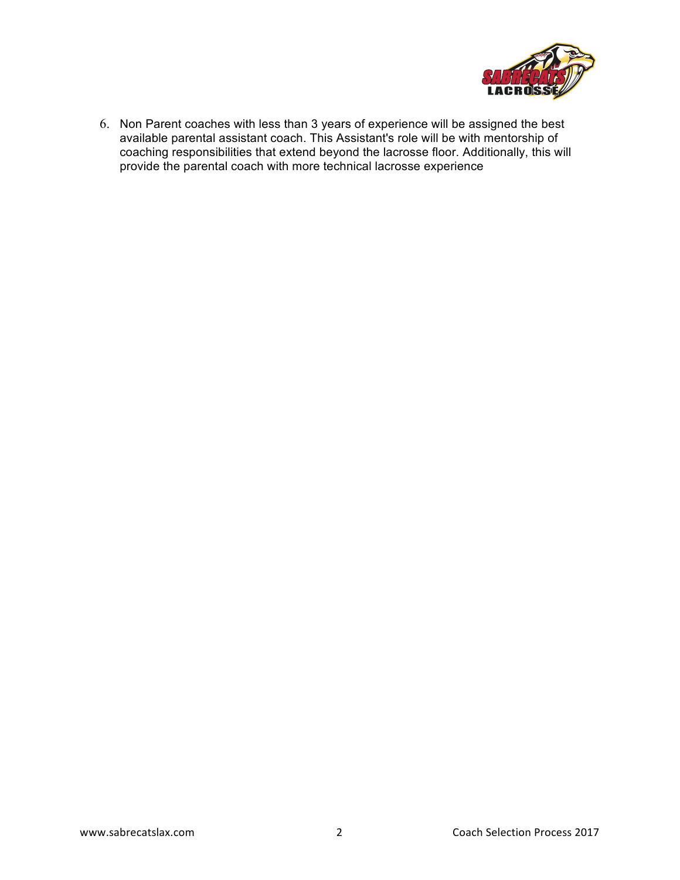6. Non Parent coaches with less than 3 years of experience will be assigned the best available parental assistant coach. This Assistant's role will be with mentorship of coaching responsibilities that extend beyond the lacrosse floor. Additionally, this will provide the parental coach with more technical lacrosse experience